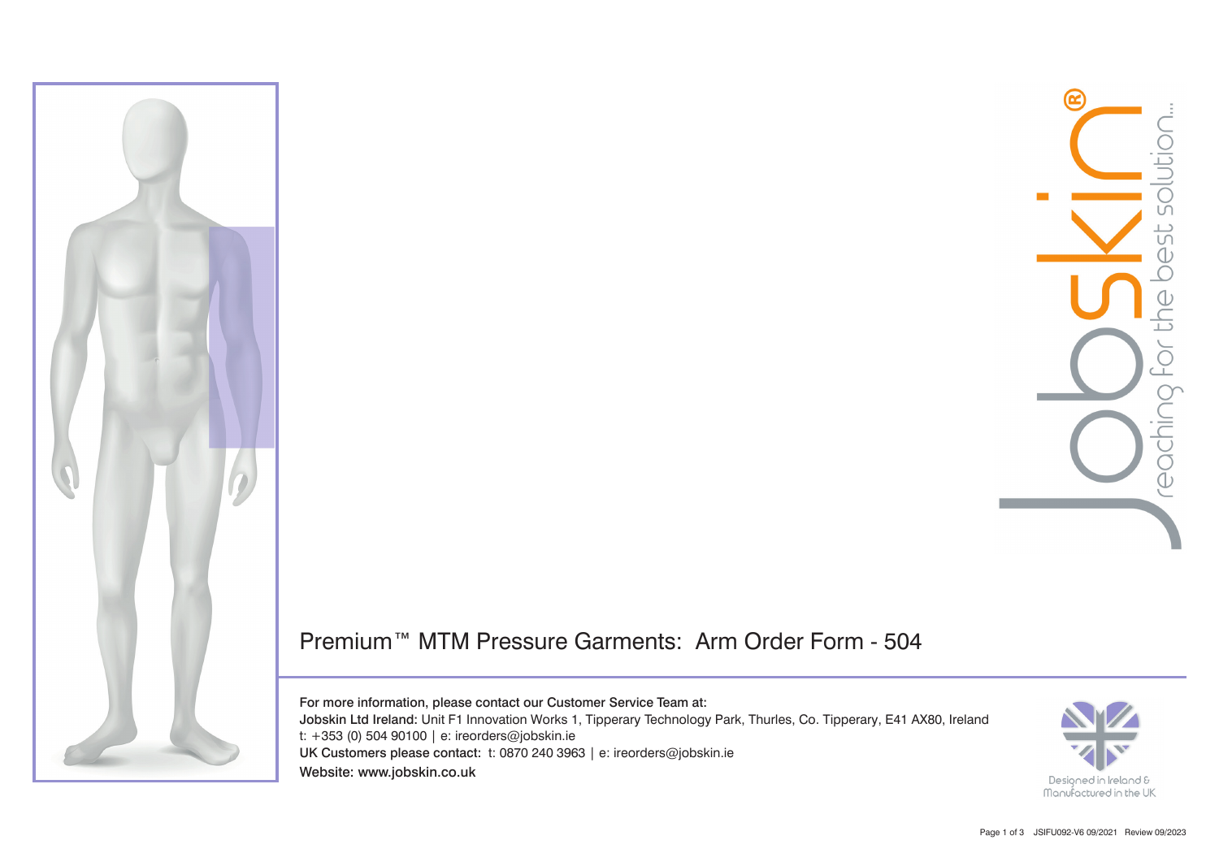# Premium™ MTM Pressure Garments: Arm Order Form - 504

**For more information, please contact our Customer Service Team at:**

**Jobskin Ltd Ireland:** Unit F1 Innovation Works 1, Tipperary Technology Park, Thurles, Co. Tipperary, E41 AX80, Ireland
t: +353 (0) 504 90100 | e: ireorders@jobskin.ie

**UK Customers please contact:** t: 0870 240 3963 | e: ireorders@jobskin.ie

**Website: www.jobskin.co.uk**

Jobskin® reaching for the best solution...

Designed in Ireland & Manufactured in the UK

JSIFU092-V6 09/2021 Review 09/2023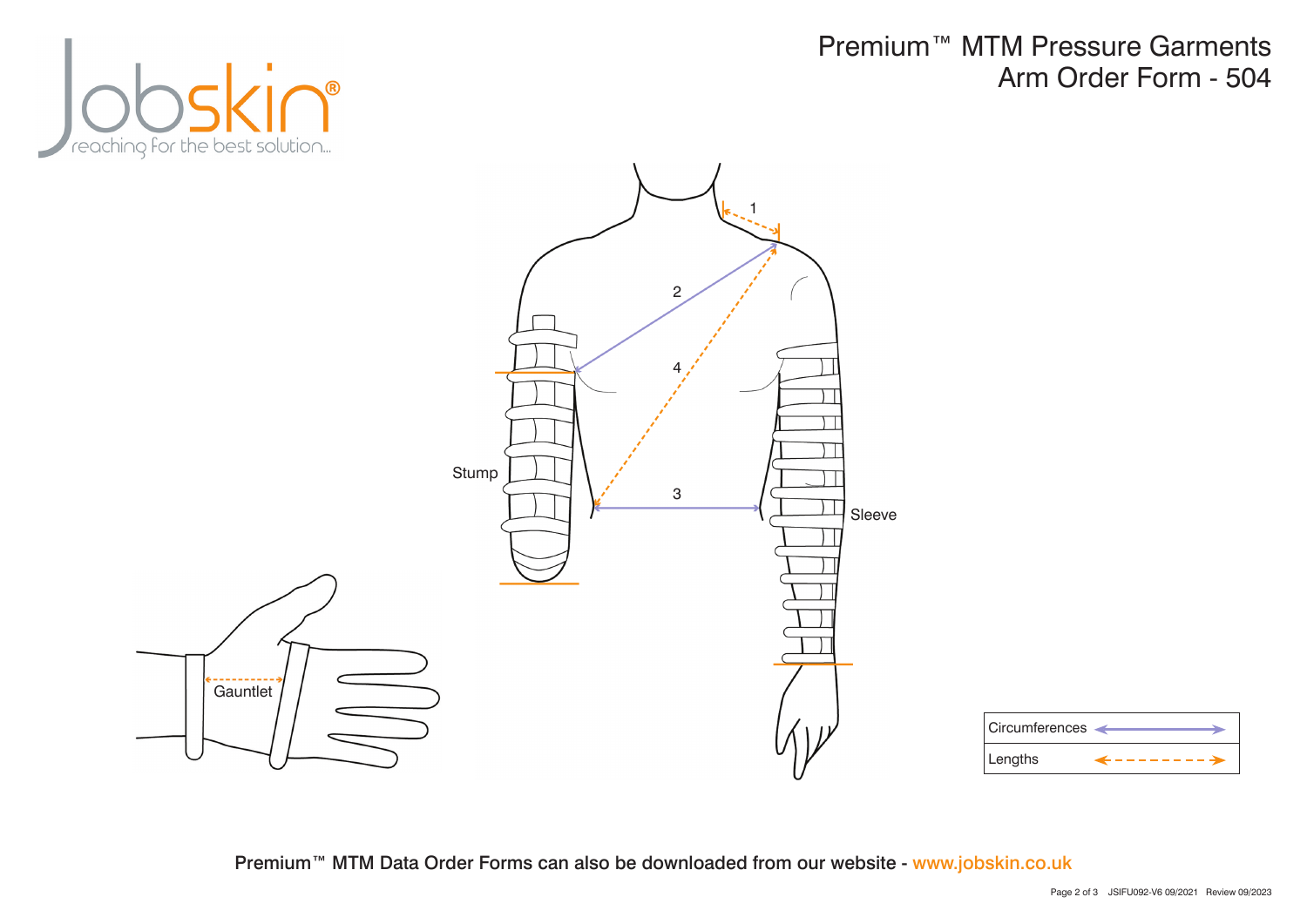# Premium™ MTM Pressure Garments
# Arm Order Form - 504

1

2

4

3

Stump

Sleeve

Gauntlet

| Circumferences | ⟷ |
| --- | --- |
| Lengths | ⇠ - - - ⇢ |

**Premium™ MTM Data Order Forms can also be downloaded from our website - www.jobskin.co.uk**

JSIFU092-V6 09/2021 Review 09/2023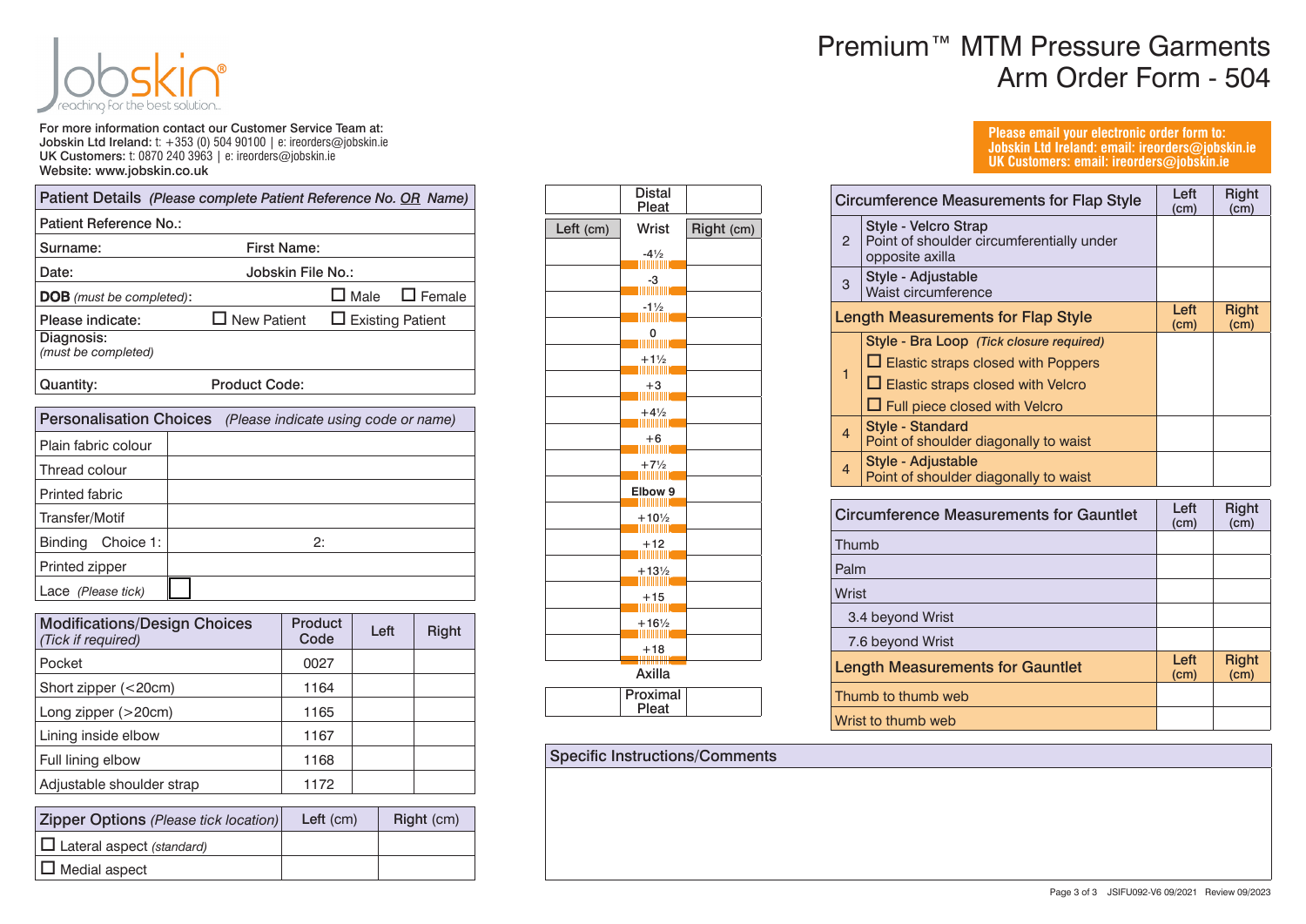Jobskin® reaching for the best solution...

# Premium™ MTM Pressure Garments Arm Order Form - 504

For more information contact our Customer Service Team at:
**Jobskin Ltd Ireland:** t: +353 (0) 504 90100 | e: ireorders@jobskin.ie
**UK Customers:** t: 0870 240 3963 | e: ireorders@jobskin.ie
**Website: www.jobskin.co.uk**

**Please email your electronic order form to:**
**Jobskin Ltd Ireland: email: ireorders@jobskin.ie**
**UK Customers: email: ireorders@jobskin.ie**

| Patient Details *(Please complete Patient Reference No. OR Name)* | | | |
|---|---|---|---|
| Patient Reference No.: | | | |
| Surname: | First Name: | | |
| Date: | Jobskin File No.: | | |
| **DOB** *(must be completed)*: | | ☐ Male | ☐ Female |
| Please indicate: | ☐ New Patient | ☐ Existing Patient | |
| Diagnosis: *(must be completed)* | | | |
| Quantity: | Product Code: | | |

| Personalisation Choices *(Please indicate using code or name)* | |
|---|---|
| Plain fabric colour | |
| Thread colour | |
| Printed fabric | |
| Transfer/Motif | |
| Binding Choice 1: | 2: |
| Printed zipper | |
| Lace *(Please tick)* | ☐ |

| Modifications/Design Choices *(Tick if required)* | Product Code | Left | Right |
|---|---|---|---|
| Pocket | 0027 | | |
| Short zipper (<20cm) | 1164 | | |
| Long zipper (>20cm) | 1165 | | |
| Lining inside elbow | 1167 | | |
| Full lining elbow | 1168 | | |
| Adjustable shoulder strap | 1172 | | |

| Zipper Options *(Please tick location)* | Left (cm) | Right (cm) |
|---|---|---|
| ☐ Lateral aspect *(standard)* | | |
| ☐ Medial aspect | | |

| Left (cm) | | Right (cm) |
|---|---|---|
| | Distal Pleat | |
| | Wrist | |
| | -4½ | |
| | -3 | |
| | -1½ | |
| | 0 | |
| | +1½ | |
| | +3 | |
| | +4½ | |
| | +6 | |
| | +7½ | |
| | Elbow 9 | |
| | +10½ | |
| | +12 | |
| | +13½ | |
| | +15 | |
| | +16½ | |
| | +18 | |
| | Axilla | |
| | Proximal Pleat | |

| | Circumference Measurements for Flap Style | Left (cm) | Right (cm) |
|---|---|---|---|
| 2 | Style - Velcro Strap<br>Point of shoulder circumferentially under opposite axilla | | |
| 3 | Style - Adjustable<br>Waist circumference | | |
| | **Length Measurements for Flap Style** | **Left (cm)** | **Right (cm)** |
| 1 | Style - Bra Loop *(Tick closure required)*<br>☐ Elastic straps closed with Poppers<br>☐ Elastic straps closed with Velcro<br>☐ Full piece closed with Velcro | | |
| 4 | Style - Standard<br>Point of shoulder diagonally to waist | | |
| 4 | Style - Adjustable<br>Point of shoulder diagonally to waist | | |

| Circumference Measurements for Gauntlet | Left (cm) | Right (cm) |
|---|---|---|
| Thumb | | |
| Palm | | |
| Wrist | | |
| 3.4 beyond Wrist | | |
| 7.6 beyond Wrist | | |
| **Length Measurements for Gauntlet** | **Left (cm)** | **Right (cm)** |
| Thumb to thumb web | | |
| Wrist to thumb web | | |

## Specific Instructions/Comments

JSIFU092-V6 09/2021 Review 09/2023